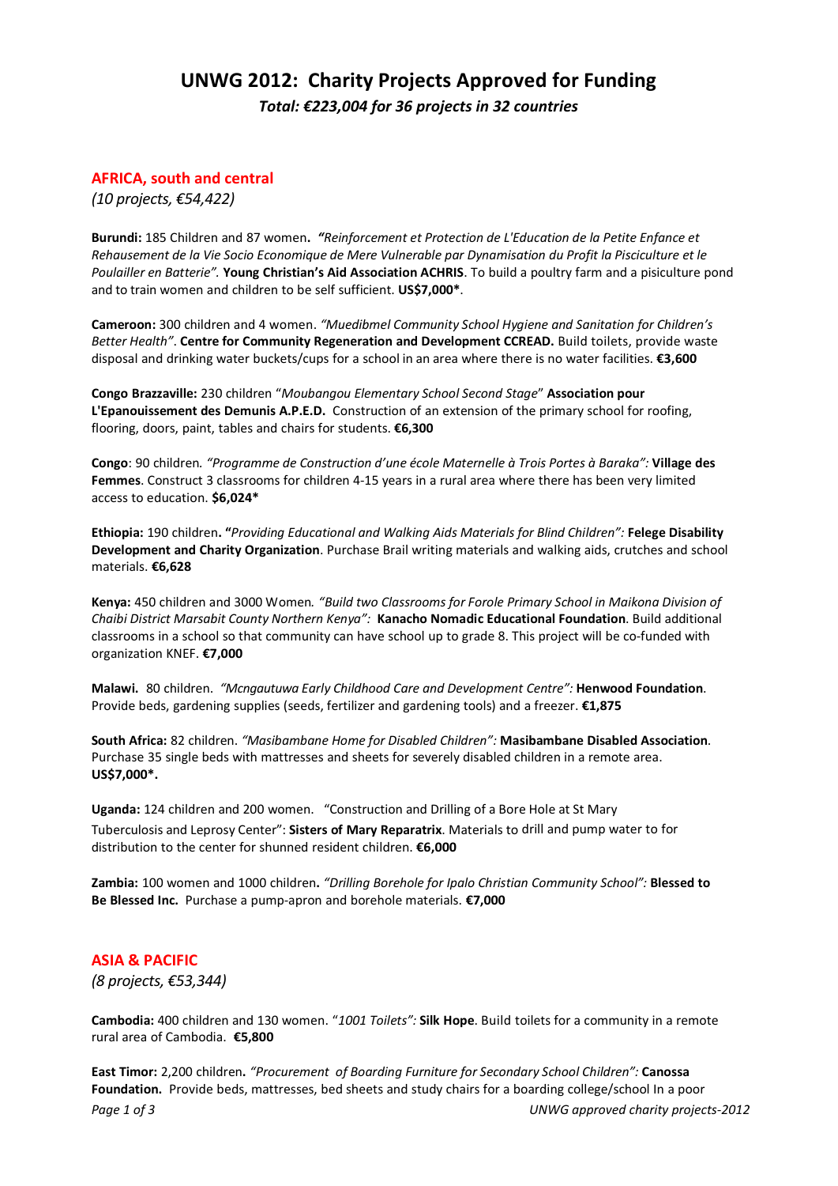# UNWG 2012: Charity Projects Approved for Funding

***Total: €223,004 for 36 projects in 32 countries***

## AFRICA, south and central

*(10 projects, €54,422)*

**Burundi:** 185 Children and 87 women**.** **"***Reinforcement et Protection de L'Education de la Petite Enfance et Rehausement de la Vie Socio Economique de Mere Vulnerable par Dynamisation du Profit la Pisciculture et le Poulailler en Batterie"*. **Young Christian's Aid Association ACHRIS**. To build a poultry farm and a pisiculture pond and to train women and children to be self sufficient. **US$7,000***.

**Cameroon:** 300 children and 4 women. *"Muedibmel Community School Hygiene and Sanitation for Children's Better Health"*. **Centre for Community Regeneration and Development CCREAD.** Build toilets, provide waste disposal and drinking water buckets/cups for a school in an area where there is no water facilities. **€3,600**

**Congo Brazzaville:** 230 children "*Moubangou Elementary School Second Stage*" **Association pour L'Epanouissement des Demunis A.P.E.D.** Construction of an extension of the primary school for roofing, flooring, doors, paint, tables and chairs for students. **€6,300**

**Congo**: 90 children*. "Programme de Construction d'une école Maternelle à Trois Portes à Baraka":* **Village des Femmes**. Construct 3 classrooms for children 4-15 years in a rural area where there has been very limited access to education. **$6,024***

**Ethiopia:** 190 children**. "***Providing Educational and Walking Aids Materials for Blind Children":* **Felege Disability Development and Charity Organization**. Purchase Brail writing materials and walking aids, crutches and school materials. **€6,628**

**Kenya:** 450 children and 3000 Women*. "Build two Classrooms for Forole Primary School in Maikona Division of Chaibi District Marsabit County Northern Kenya":* **Kanacho Nomadic Educational Foundation**. Build additional classrooms in a school so that community can have school up to grade 8. This project will be co-funded with organization KNEF. **€7,000**

**Malawi.** 80 children. *"Mcngautuwa Early Childhood Care and Development Centre":* **Henwood Foundation**. Provide beds, gardening supplies (seeds, fertilizer and gardening tools) and a freezer. **€1,875**

**South Africa:** 82 children. *"Masibambane Home for Disabled Children":* **Masibambane Disabled Association**. Purchase 35 single beds with mattresses and sheets for severely disabled children in a remote area. **US$7,000*.**

**Uganda:** 124 children and 200 women. "Construction and Drilling of a Bore Hole at St Mary Tuberculosis and Leprosy Center": **Sisters of Mary Reparatrix**. Materials to drill and pump water to for distribution to the center for shunned resident children. **€6,000**

**Zambia:** 100 women and 1000 children**.** *"Drilling Borehole for Ipalo Christian Community School":* **Blessed to Be Blessed Inc.** Purchase a pump-apron and borehole materials. **€7,000**

## ASIA & PACIFIC

*(8 projects, €53,344)*

**Cambodia:** 400 children and 130 women. "*1001 Toilets":* **Silk Hope**. Build toilets for a community in a remote rural area of Cambodia. **€5,800**

**East Timor:** 2,200 children**.** *"Procurement of Boarding Furniture for Secondary School Children":* **Canossa Foundation.** Provide beds, mattresses, bed sheets and study chairs for a boarding college/school In a poor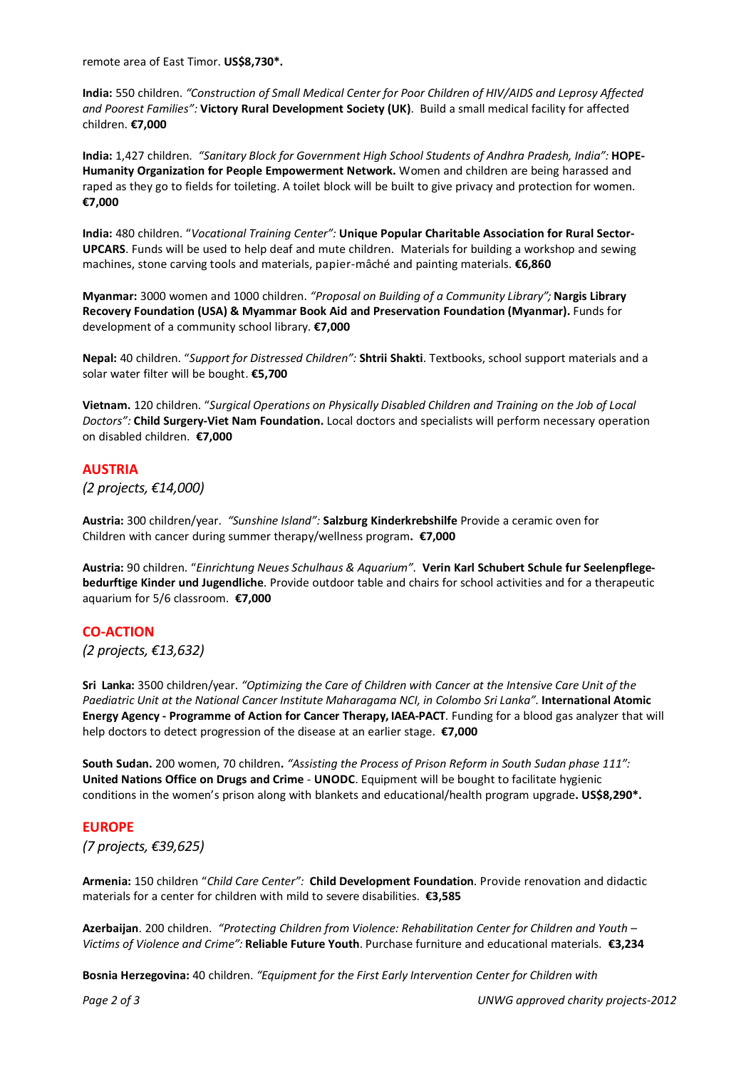remote area of East Timor. **US$8,730*.**

**India:** 550 children. *"Construction of Small Medical Center for Poor Children of HIV/AIDS and Leprosy Affected and Poorest Families":* **Victory Rural Development Society (UK)**. Build a small medical facility for affected children. **€7,000**

**India:** 1,427 children. *"Sanitary Block for Government High School Students of Andhra Pradesh, India":* **HOPE-Humanity Organization for People Empowerment Network.** Women and children are being harassed and raped as they go to fields for toileting. A toilet block will be built to give privacy and protection for women. **€7,000**

**India:** 480 children. "*Vocational Training Center":* **Unique Popular Charitable Association for Rural Sector-UPCARS**. Funds will be used to help deaf and mute children. Materials for building a workshop and sewing machines, stone carving tools and materials, papier-mâché and painting materials. **€6,860**

**Myanmar:** 3000 women and 1000 children. *"Proposal on Building of a Community Library";* **Nargis Library Recovery Foundation (USA) & Myammar Book Aid and Preservation Foundation (Myanmar).** Funds for development of a community school library. **€7,000**

**Nepal:** 40 children. "*Support for Distressed Children":* **Shtrii Shakti**. Textbooks, school support materials and a solar water filter will be bought. **€5,700**

**Vietnam.** 120 children. "*Surgical Operations on Physically Disabled Children and Training on the Job of Local Doctors":* **Child Surgery-Viet Nam Foundation.** Local doctors and specialists will perform necessary operation on disabled children. **€7,000**

## AUSTRIA

*(2 projects, €14,000)*

**Austria:** 300 children/year. *"Sunshine Island":* **Salzburg Kinderkrebshilfe** Provide a ceramic oven for Children with cancer during summer therapy/wellness program**. €7,000**

**Austria:** 90 children. "*Einrichtung Neues Schulhaus & Aquarium".* **Verin Karl Schubert Schule fur Seelenpflege-bedurftige Kinder und Jugendliche**. Provide outdoor table and chairs for school activities and for a therapeutic aquarium for 5/6 classroom. **€7,000**

## CO-ACTION

*(2 projects, €13,632)*

**Sri Lanka:** 3500 children/year. *"Optimizing the Care of Children with Cancer at the Intensive Care Unit of the Paediatric Unit at the National Cancer Institute Maharagama NCI, in Colombo Sri Lanka"*. **International Atomic Energy Agency - Programme of Action for Cancer Therapy, IAEA-PACT**. Funding for a blood gas analyzer that will help doctors to detect progression of the disease at an earlier stage. **€7,000**

**South Sudan.** 200 women, 70 children**.** *"Assisting the Process of Prison Reform in South Sudan phase 111":* **United Nations Office on Drugs and Crime** - **UNODC**. Equipment will be bought to facilitate hygienic conditions in the women's prison along with blankets and educational/health program upgrade**. US$8,290*.**

## EUROPE

*(7 projects, €39,625)*

**Armenia:** 150 children "*Child Care Center":* **Child Development Foundation**. Provide renovation and didactic materials for a center for children with mild to severe disabilities. **€3,585**

**Azerbaijan**. 200 children. *"Protecting Children from Violence: Rehabilitation Center for Children and Youth – Victims of Violence and Crime":* **Reliable Future Youth**. Purchase furniture and educational materials. **€3,234**

**Bosnia Herzegovina:** 40 children. *"Equipment for the First Early Intervention Center for Children with*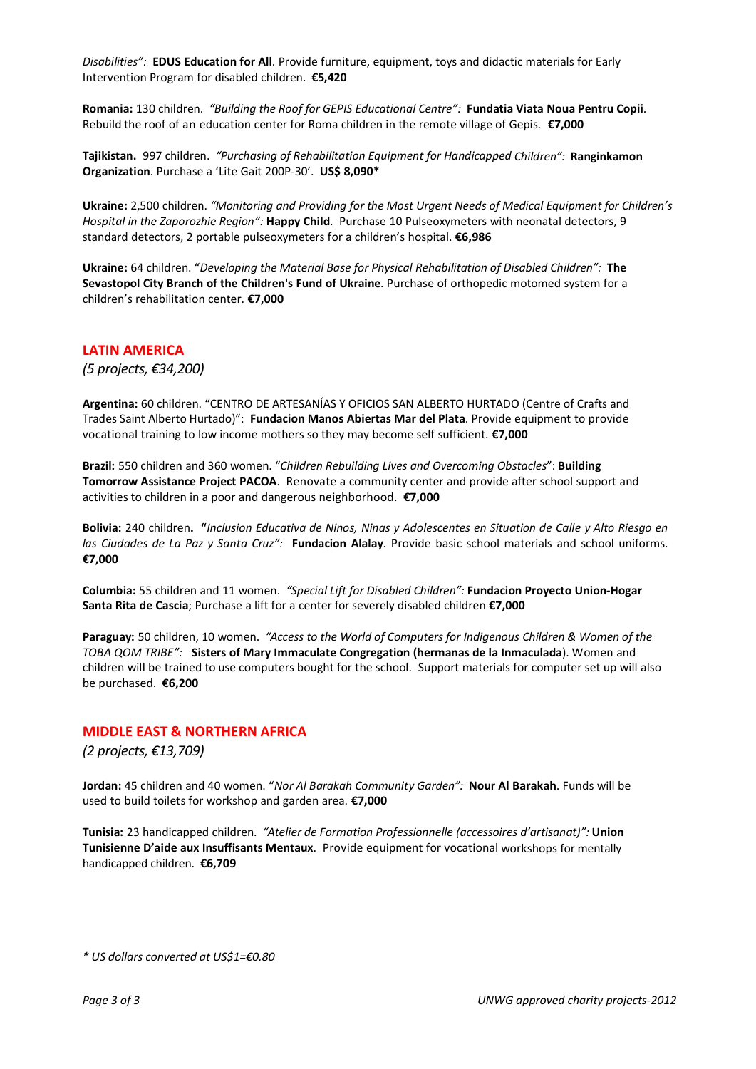*Disabilities":* **EDUS Education for All**. Provide furniture, equipment, toys and didactic materials for Early Intervention Program for disabled children. **€5,420**

**Romania:** 130 children. *"Building the Roof for GEPIS Educational Centre":* **Fundatia Viata Noua Pentru Copii**. Rebuild the roof of an education center for Roma children in the remote village of Gepis. **€7,000**

**Tajikistan.** 997 children. *"Purchasing of Rehabilitation Equipment for Handicapped Children":* **Ranginkamon Organization**. Purchase a 'Lite Gait 200P-30'. **US$ 8,090***

**Ukraine:** 2,500 children. *"Monitoring and Providing for the Most Urgent Needs of Medical Equipment for Children's Hospital in the Zaporozhie Region":* **Happy Child**. Purchase 10 Pulseoxymeters with neonatal detectors, 9 standard detectors, 2 portable pulseoxymeters for a children's hospital. **€6,986**

**Ukraine:** 64 children. "*Developing the Material Base for Physical Rehabilitation of Disabled Children":* **The Sevastopol City Branch of the Children's Fund of Ukraine**. Purchase of orthopedic motomed system for a children's rehabilitation center. **€7,000**

## LATIN AMERICA

*(5 projects, €34,200)*

**Argentina:** 60 children. "CENTRO DE ARTESANÍAS Y OFICIOS SAN ALBERTO HURTADO (Centre of Crafts and Trades Saint Alberto Hurtado)": **Fundacion Manos Abiertas Mar del Plata**. Provide equipment to provide vocational training to low income mothers so they may become self sufficient. **€7,000**

**Brazil:** 550 children and 360 women. "*Children Rebuilding Lives and Overcoming Obstacles*": **Building Tomorrow Assistance Project PACOA**. Renovate a community center and provide after school support and activities to children in a poor and dangerous neighborhood. **€7,000**

**Bolivia:** 240 children**. "***Inclusion Educativa de Ninos, Ninas y Adolescentes en Situation de Calle y Alto Riesgo en las Ciudades de La Paz y Santa Cruz":* **Fundacion Alalay**. Provide basic school materials and school uniforms. **€7,000**

**Columbia:** 55 children and 11 women. *"Special Lift for Disabled Children":* **Fundacion Proyecto Union-Hogar Santa Rita de Cascia**; Purchase a lift for a center for severely disabled children **€7,000**

**Paraguay:** 50 children, 10 women. *"Access to the World of Computers for Indigenous Children & Women of the TOBA QOM TRIBE":* **Sisters of Mary Immaculate Congregation (hermanas de la Inmaculada**). Women and children will be trained to use computers bought for the school. Support materials for computer set up will also be purchased. **€6,200**

## MIDDLE EAST & NORTHERN AFRICA

*(2 projects, €13,709)*

**Jordan:** 45 children and 40 women. "*Nor Al Barakah Community Garden":* **Nour Al Barakah**. Funds will be used to build toilets for workshop and garden area. **€7,000**

**Tunisia:** 23 handicapped children. *"Atelier de Formation Professionnelle (accessoires d'artisanat)":* **Union Tunisienne D'aide aux Insuffisants Mentaux**. Provide equipment for vocational workshops for mentally handicapped children. **€6,709**

*\* US dollars converted at US$1=€0.80*